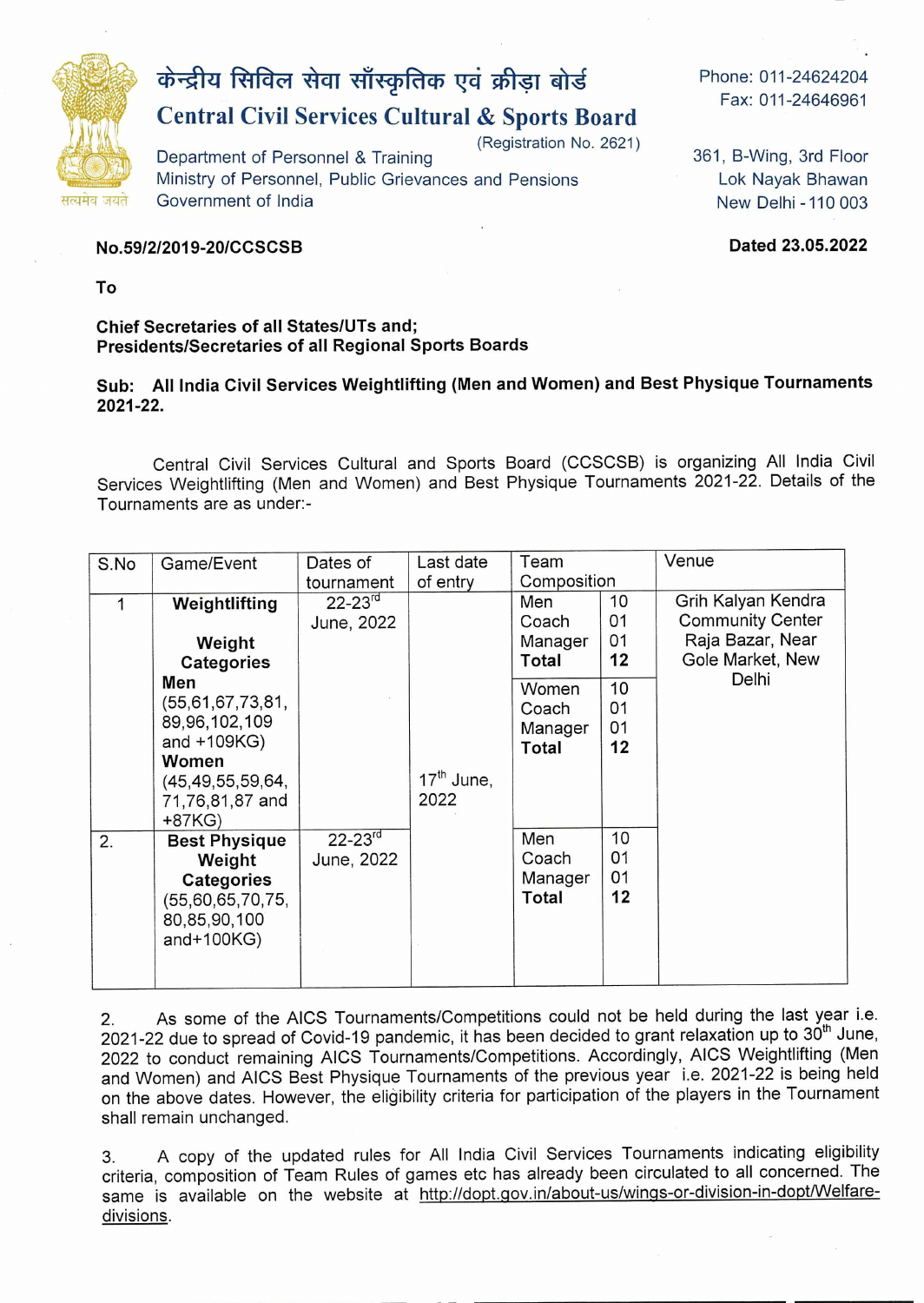केन्द्रीय सिविल सेवा साँस्कृतिक एवं क्रीड़ा बोर्ड

# Central Civil Services Cultural & Sports Board

(Registration No. 2621)

Department of Personnel & Training
Ministry of Personnel, Public Grievances and Pensions
Government of India

Phone: 011-24624204
Fax: 011-24646961

361, B-Wing, 3rd Floor
Lok Nayak Bhawan
New Delhi - 110 003

**No.59/2/2019-20/CCSCSB** **Dated 23.05.2022**

**To**

**Chief Secretaries of all States/UTs and;**
**Presidents/Secretaries of all Regional Sports Boards**

**Sub: All India Civil Services Weightlifting (Men and Women) and Best Physique Tournaments 2021-22.**

Central Civil Services Cultural and Sports Board (CCSCSB) is organizing All India Civil Services Weightlifting (Men and Women) and Best Physique Tournaments 2021-22. Details of the Tournaments are as under:-

| S.No | Game/Event | Dates of tournament | Last date of entry | Team Composition | | Venue |
|---|---|---|---|---|---|---|
| 1 | **Weightlifting**<br><br>**Weight Categories**<br>**Men**<br>(55,61,67,73,81, 89,96,102,109 and +109KG)<br>**Women**<br>(45,49,55,59,64, 71,76,81,87 and +87KG) | 22-23rd June, 2022 | 17th June, 2022 | Men<br>Coach<br>Manager<br>**Total** | 10<br>01<br>01<br>**12** | Grih Kalyan Kendra Community Center Raja Bazar, Near Gole Market, New Delhi |
| | | | | Women<br>Coach<br>Manager<br>**Total** | 10<br>01<br>01<br>**12** | |
| 2. | **Best Physique**<br>**Weight Categories**<br>(55,60,65,70,75, 80,85,90,100 and+100KG) | 22-23rd June, 2022 | | Men<br>Coach<br>Manager<br>**Total** | 10<br>01<br>01<br>**12** | |

2. As some of the AICS Tournaments/Competitions could not be held during the last year i.e. 2021-22 due to spread of Covid-19 pandemic, it has been decided to grant relaxation up to 30th June, 2022 to conduct remaining AICS Tournaments/Competitions. Accordingly, AICS Weightlifting (Men and Women) and AICS Best Physique Tournaments of the previous year i.e. 2021-22 is being held on the above dates. However, the eligibility criteria for participation of the players in the Tournament shall remain unchanged.

3. A copy of the updated rules for All India Civil Services Tournaments indicating eligibility criteria, composition of Team Rules of games etc has already been circulated to all concerned. The same is available on the website at http://dopt.gov.in/about-us/wings-or-division-in-dopt/Welfare-divisions.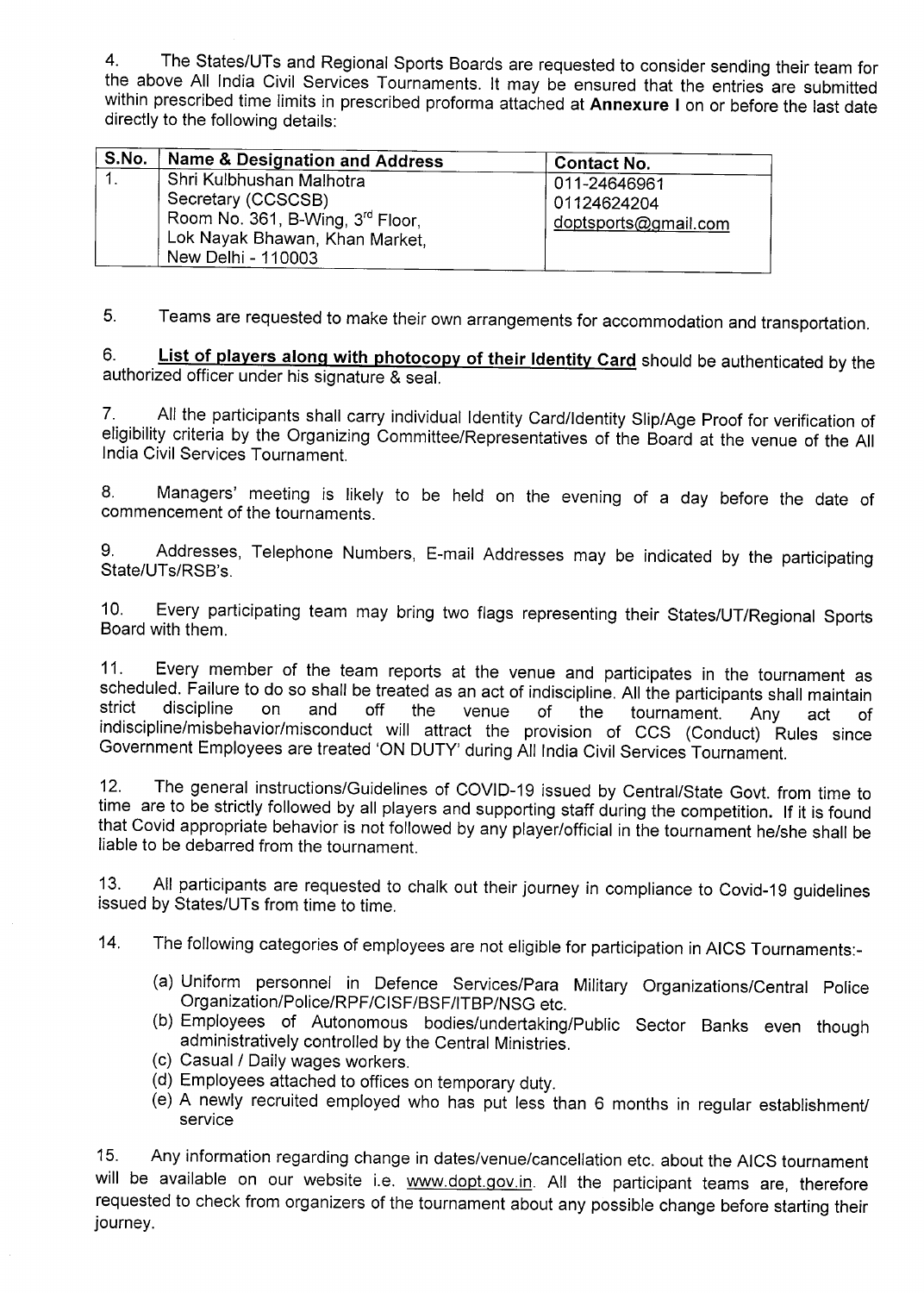4. The States/UTs and Regional Sports Boards are requested to consider sending their team for the above All India Civil Services Tournaments. It may be ensured that the entries are submitted within prescribed time limits in prescribed proforma attached at **Annexure I** on or before the last date directly to the following details:

| S.No. | Name & Designation and Address | Contact No. |
|---|---|---|
| 1. | Shri Kulbhushan Malhotra<br>Secretary (CCSCSB)<br>Room No. 361, B-Wing, 3rd Floor,<br>Lok Nayak Bhawan, Khan Market,<br>New Delhi - 110003 | 011-24646961<br>01124624204<br>doptsports@gmail.com |

5. Teams are requested to make their own arrangements for accommodation and transportation.

6. **List of players along with photocopy of their Identity Card** should be authenticated by the authorized officer under his signature & seal.

7. All the participants shall carry individual Identity Card/Identity Slip/Age Proof for verification of eligibility criteria by the Organizing Committee/Representatives of the Board at the venue of the All India Civil Services Tournament.

8. Managers' meeting is likely to be held on the evening of a day before the date of commencement of the tournaments.

9. Addresses, Telephone Numbers, E-mail Addresses may be indicated by the participating State/UTs/RSB's.

10. Every participating team may bring two flags representing their States/UT/Regional Sports Board with them.

11. Every member of the team reports at the venue and participates in the tournament as scheduled. Failure to do so shall be treated as an act of indiscipline. All the participants shall maintain strict discipline on and off the venue of the tournament. Any act of indiscipline/misbehavior/misconduct will attract the provision of CCS (Conduct) Rules since Government Employees are treated 'ON DUTY' during All India Civil Services Tournament.

12. The general instructions/Guidelines of COVID-19 issued by Central/State Govt. from time to time are to be strictly followed by all players and supporting staff during the competition. **If it is found** that Covid appropriate behavior is not followed by any player/official in the tournament he/she shall be liable to be debarred from the tournament.

13. All participants are requested to chalk out their journey in compliance to Covid-19 guidelines issued by States/UTs from time to time.

14. The following categories of employees are not eligible for participation in AICS Tournaments:-

(a) Uniform personnel in Defence Services/Para Military Organizations/Central Police Organization/Police/RPF/CISF/BSF/ITBP/NSG etc.
(b) Employees of Autonomous bodies/undertaking/Public Sector Banks even though administratively controlled by the Central Ministries.
(c) Casual / Daily wages workers.
(d) Employees attached to offices on temporary duty.
(e) A newly recruited employed who has put less than 6 months in regular establishment/ service

15. Any information regarding change in dates/venue/cancellation etc. about the AICS tournament will be available on our website i.e. www.dopt.gov.in. All the participant teams are, therefore requested to check from organizers of the tournament about any possible change before starting their journey.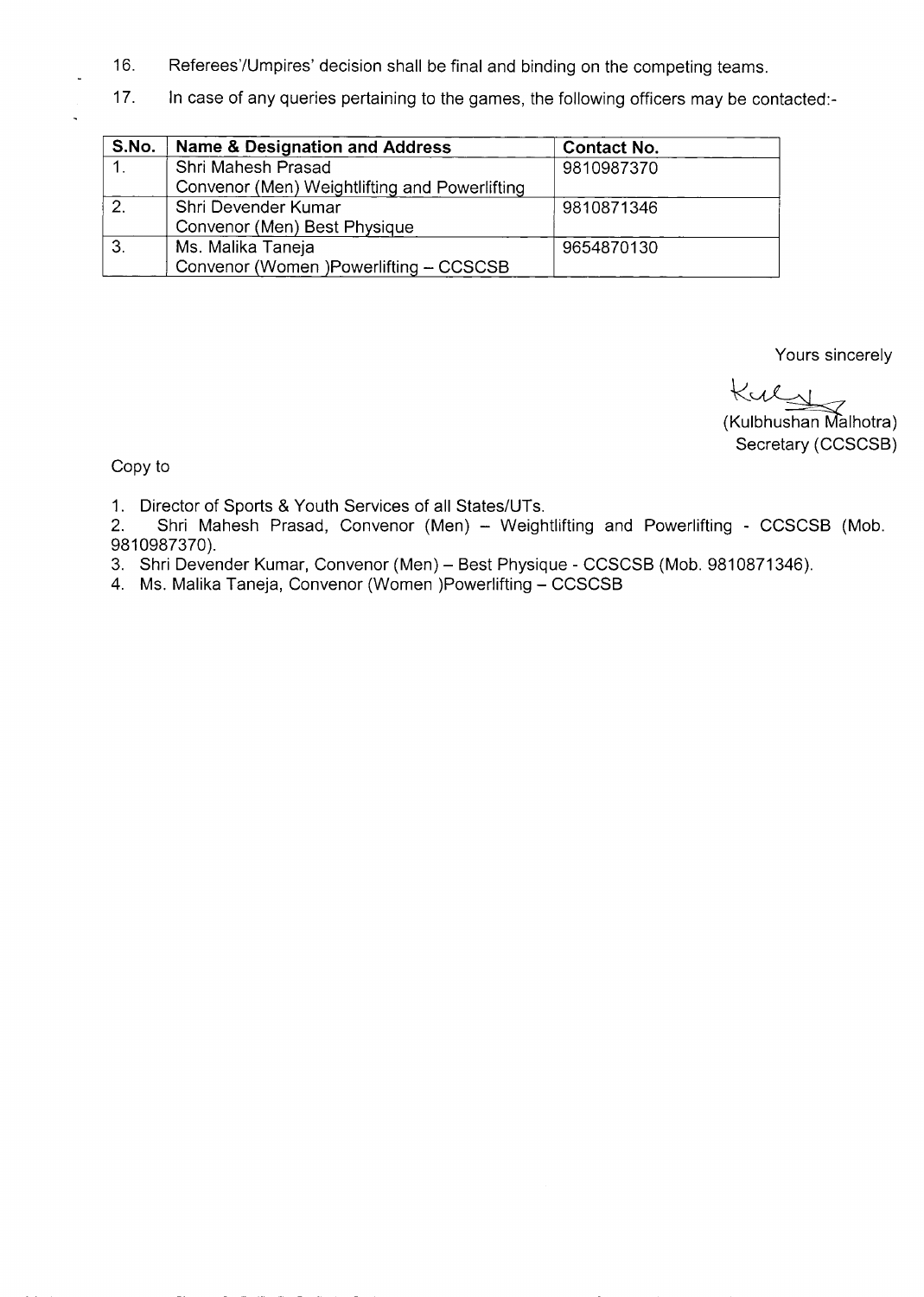16. Referees'/Umpires' decision shall be final and binding on the competing teams.

17. In case of any queries pertaining to the games, the following officers may be contacted:-

| S.No. | Name & Designation and Address | Contact No. |
|---|---|---|
| 1. | Shri Mahesh Prasad<br>Convenor (Men) Weightlifting and Powerlifting | 9810987370 |
| 2. | Shri Devender Kumar<br>Convenor (Men) Best Physique | 9810871346 |
| 3. | Ms. Malika Taneja<br>Convenor (Women )Powerlifting – CCSCSB | 9654870130 |

Yours sincerely

(Kulbhushan Malhotra)
Secretary (CCSCSB)

Copy to

1. Director of Sports & Youth Services of all States/UTs.
2. Shri Mahesh Prasad, Convenor (Men) – Weightlifting and Powerlifting - CCSCSB (Mob. 9810987370).
3. Shri Devender Kumar, Convenor (Men) – Best Physique - CCSCSB (Mob. 9810871346).
4. Ms. Malika Taneja, Convenor (Women )Powerlifting – CCSCSB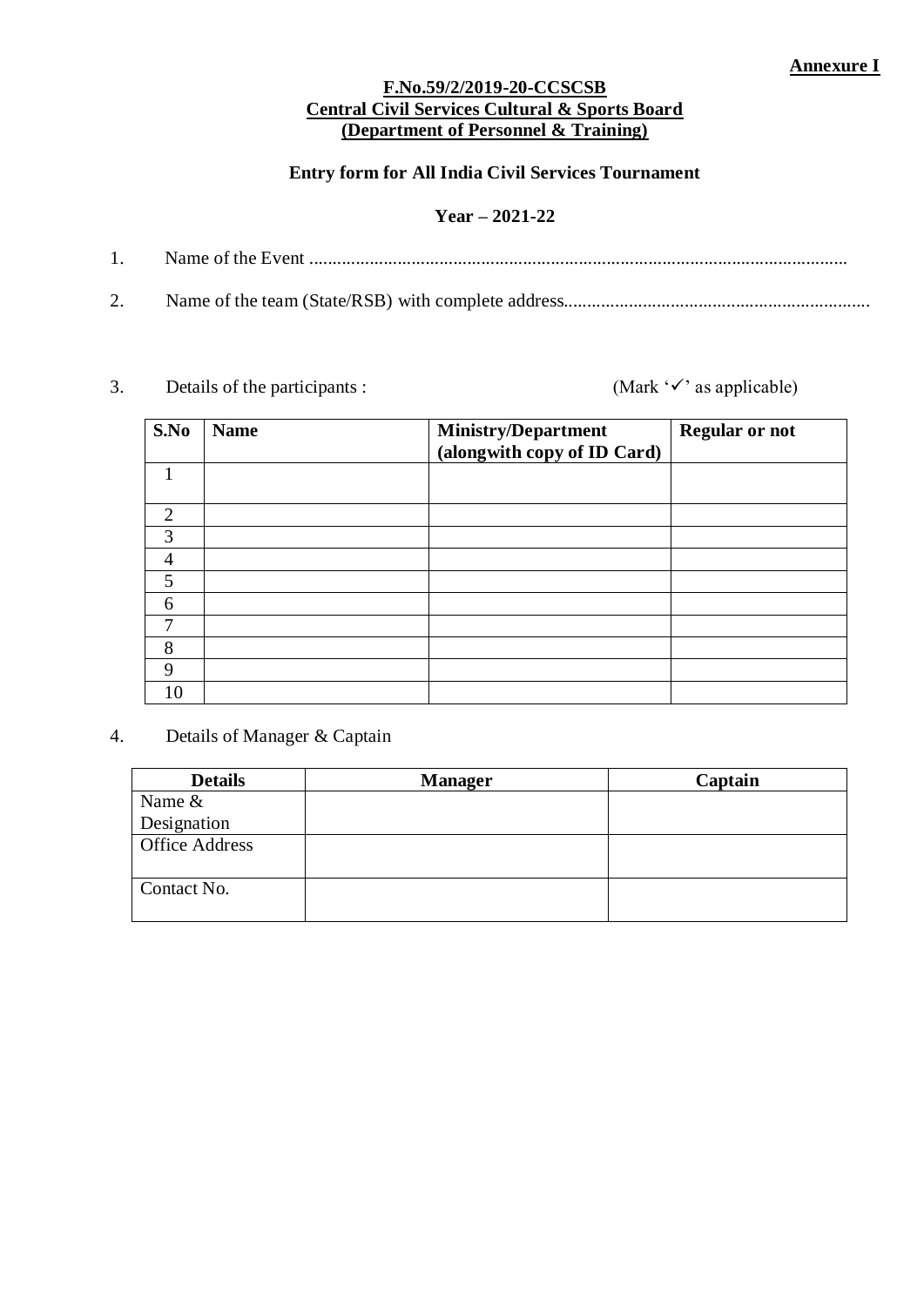**Annexure I**

**F.No.59/2/2019-20-CCSCSB**
**Central Civil Services Cultural & Sports Board**
**(Department of Personnel & Training)**

**Entry form for All India Civil Services Tournament**

**Year – 2021-22**

1. Name of the Event ....................................................................................................................

2. Name of the team (State/RSB) with complete address..................................................................

3. Details of the participants : (Mark '✓' as applicable)

| S.No | Name | Ministry/Department (alongwith copy of ID Card) | Regular or not |
|---|---|---|---|
| 1 | | | |
| 2 | | | |
| 3 | | | |
| 4 | | | |
| 5 | | | |
| 6 | | | |
| 7 | | | |
| 8 | | | |
| 9 | | | |
| 10 | | | |

4. Details of Manager & Captain

| Details | Manager | Captain |
|---|---|---|
| Name & Designation | | |
| Office Address | | |
| Contact No. | | |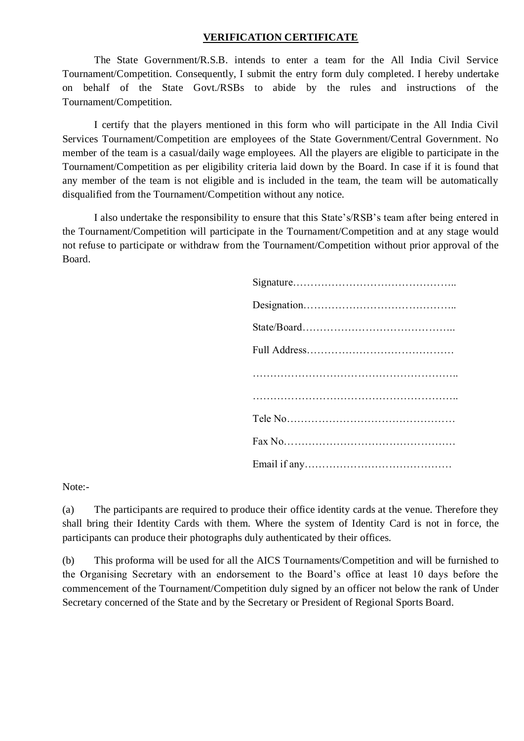## VERIFICATION CERTIFICATE

The State Government/R.S.B. intends to enter a team for the All India Civil Service Tournament/Competition. Consequently, I submit the entry form duly completed. I hereby undertake on behalf of the State Govt./RSBs to abide by the rules and instructions of the Tournament/Competition.

I certify that the players mentioned in this form who will participate in the All India Civil Services Tournament/Competition are employees of the State Government/Central Government. No member of the team is a casual/daily wage employees. All the players are eligible to participate in the Tournament/Competition as per eligibility criteria laid down by the Board. In case if it is found that any member of the team is not eligible and is included in the team, the team will be automatically disqualified from the Tournament/Competition without any notice.

I also undertake the responsibility to ensure that this State's/RSB's team after being entered in the Tournament/Competition will participate in the Tournament/Competition and at any stage would not refuse to participate or withdraw from the Tournament/Competition without prior approval of the Board.

Signature……………………………………..

Designation……………………………………..

State/Board……………………………………..

Full Address……………………………………

…………………………………………………..

…………………………………………………..

Tele No…………………………………………

Fax No…………………………………………

Email if any……………………………………

Note:-

(a) The participants are required to produce their office identity cards at the venue. Therefore they shall bring their Identity Cards with them. Where the system of Identity Card is not in force, the participants can produce their photographs duly authenticated by their offices.

(b) This proforma will be used for all the AICS Tournaments/Competition and will be furnished to the Organising Secretary with an endorsement to the Board's office at least 10 days before the commencement of the Tournament/Competition duly signed by an officer not below the rank of Under Secretary concerned of the State and by the Secretary or President of Regional Sports Board.